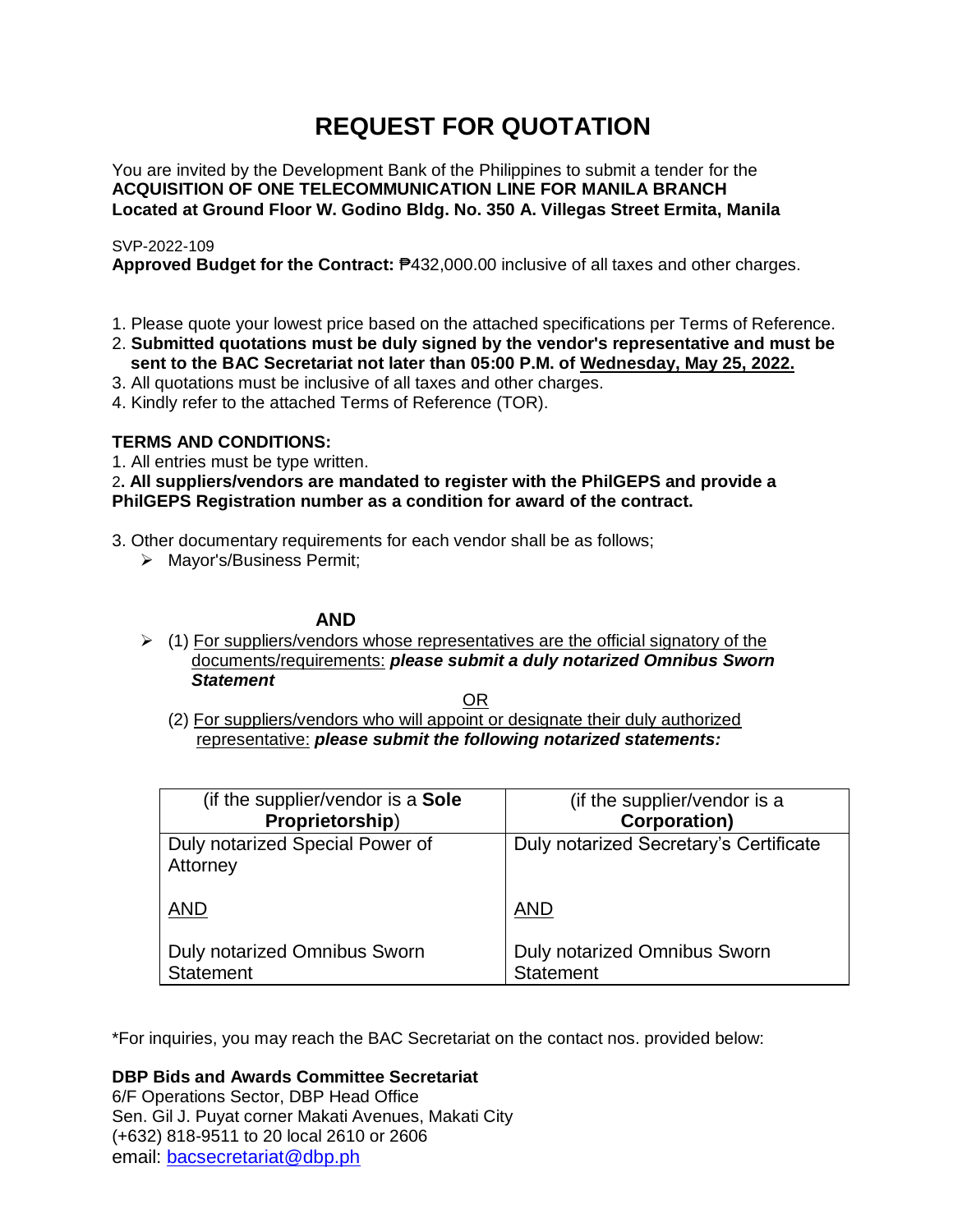# REQUEST FOR QUOTATION

You are invited by the Development Bank of the Philippines to submit a tender for the
**ACQUISITION OF ONE TELECOMMUNICATION LINE FOR MANILA BRANCH**
**Located at Ground Floor W. Godino Bldg. No. 350 A. Villegas Street Ermita, Manila**

SVP-2022-109
**Approved Budget for the Contract:** ₱432,000.00 inclusive of all taxes and other charges.

1. Please quote your lowest price based on the attached specifications per Terms of Reference.
2. **Submitted quotations must be duly signed by the vendor's representative and must be sent to the BAC Secretariat not later than 05:00 P.M. of Wednesday, May 25, 2022.**
3. All quotations must be inclusive of all taxes and other charges.
4. Kindly refer to the attached Terms of Reference (TOR).

**TERMS AND CONDITIONS:**

1. All entries must be type written.
2. **All suppliers/vendors are mandated to register with the PhilGEPS and provide a PhilGEPS Registration number as a condition for award of the contract.**
3. Other documentary requirements for each vendor shall be as follows;
   - Mayor's/Business Permit;

**AND**

- (1) For suppliers/vendors whose representatives are the official signatory of the documents/requirements: ***please submit a duly notarized Omnibus Sworn Statement***

OR

(2) For suppliers/vendors who will appoint or designate their duly authorized representative: ***please submit the following notarized statements:***

| (if the supplier/vendor is a **Sole Proprietorship**) | (if the supplier/vendor is a **Corporation)** |
|---|---|
| Duly notarized Special Power of Attorney<br><br>AND<br><br>Duly notarized Omnibus Sworn Statement | Duly notarized Secretary's Certificate<br><br>AND<br><br>Duly notarized Omnibus Sworn Statement |

*For inquiries, you may reach the BAC Secretariat on the contact nos. provided below:

**DBP Bids and Awards Committee Secretariat**
6/F Operations Sector, DBP Head Office
Sen. Gil J. Puyat corner Makati Avenues, Makati City
(+632) 818-9511 to 20 local 2610 or 2606
email: bacsecretariat@dbp.ph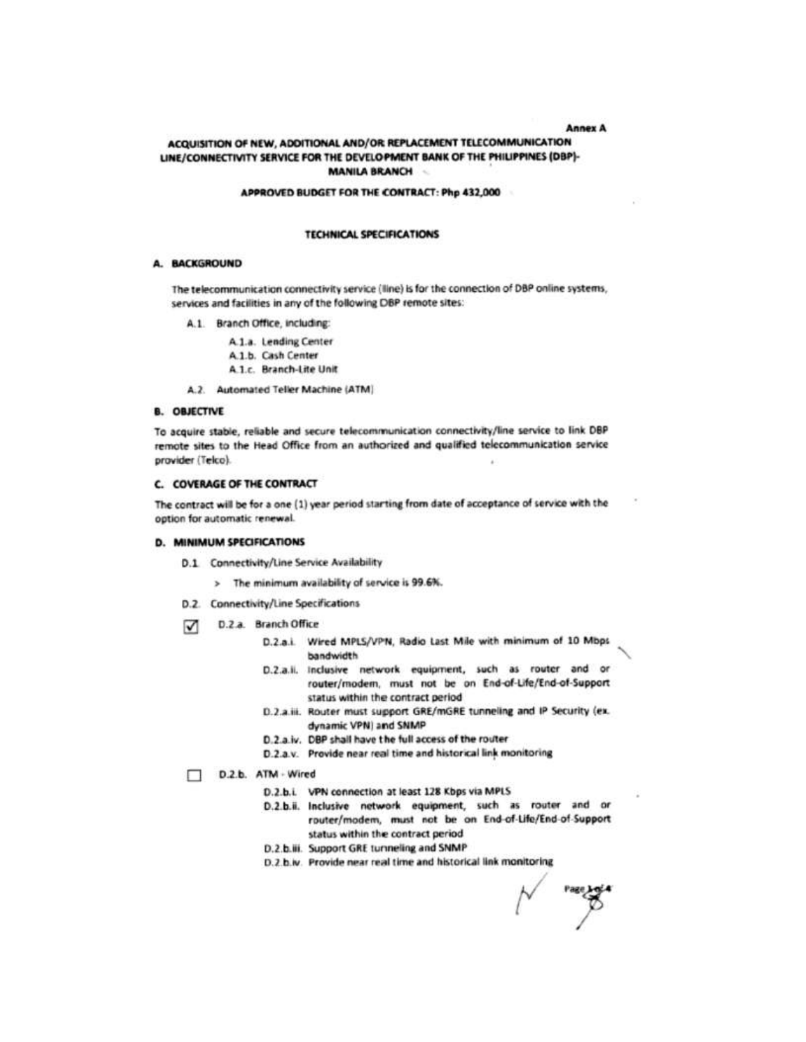Annex A

# ACQUISITION OF NEW, ADDITIONAL AND/OR REPLACEMENT TELECOMMUNICATION LINE/CONNECTIVITY SERVICE FOR THE DEVELOPMENT BANK OF THE PHILIPPINES (DBP)-MANILA BRANCH

**APPROVED BUDGET FOR THE CONTRACT: Php 432,000**

## TECHNICAL SPECIFICATIONS

### A. BACKGROUND

The telecommunication connectivity service (line) is for the connection of DBP online systems, services and facilities in any of the following DBP remote sites:

- A.1. Branch Office, including:
  - A.1.a. Lending Center
  - A.1.b. Cash Center
  - A.1.c. Branch-Lite Unit
- A.2. Automated Teller Machine (ATM)

### B. OBJECTIVE

To acquire stable, reliable and secure telecommunication connectivity/line service to link DBP remote sites to the Head Office from an authorized and qualified telecommunication service provider (Telco).

### C. COVERAGE OF THE CONTRACT

The contract will be for a one (1) year period starting from date of acceptance of service with the option for automatic renewal.

### D. MINIMUM SPECIFICATIONS

- D.1. Connectivity/Line Service Availability
  - > The minimum availability of service is 99.6%.
- D.2. Connectivity/Line Specifications

☑ D.2.a. Branch Office

- D.2.a.i. Wired MPLS/VPN, Radio Last Mile with minimum of 10 Mbps bandwidth
- D.2.a.ii. Inclusive network equipment, such as router and or router/modem, must not be on End-of-Life/End-of-Support status within the contract period
- D.2.a.iii. Router must support GRE/mGRE tunneling and IP Security (ex. dynamic VPN) and SNMP
- D.2.a.iv. DBP shall have the full access of the router
- D.2.a.v. Provide near real time and historical link monitoring

☐ D.2.b. ATM - Wired

- D.2.b.i. VPN connection at least 128 Kbps via MPLS
- D.2.b.ii. Inclusive network equipment, such as router and or router/modem, must not be on End-of-Life/End-of-Support status within the contract period
- D.2.b.iii. Support GRE tunneling and SNMP
- D.2.b.iv. Provide near real time and historical link monitoring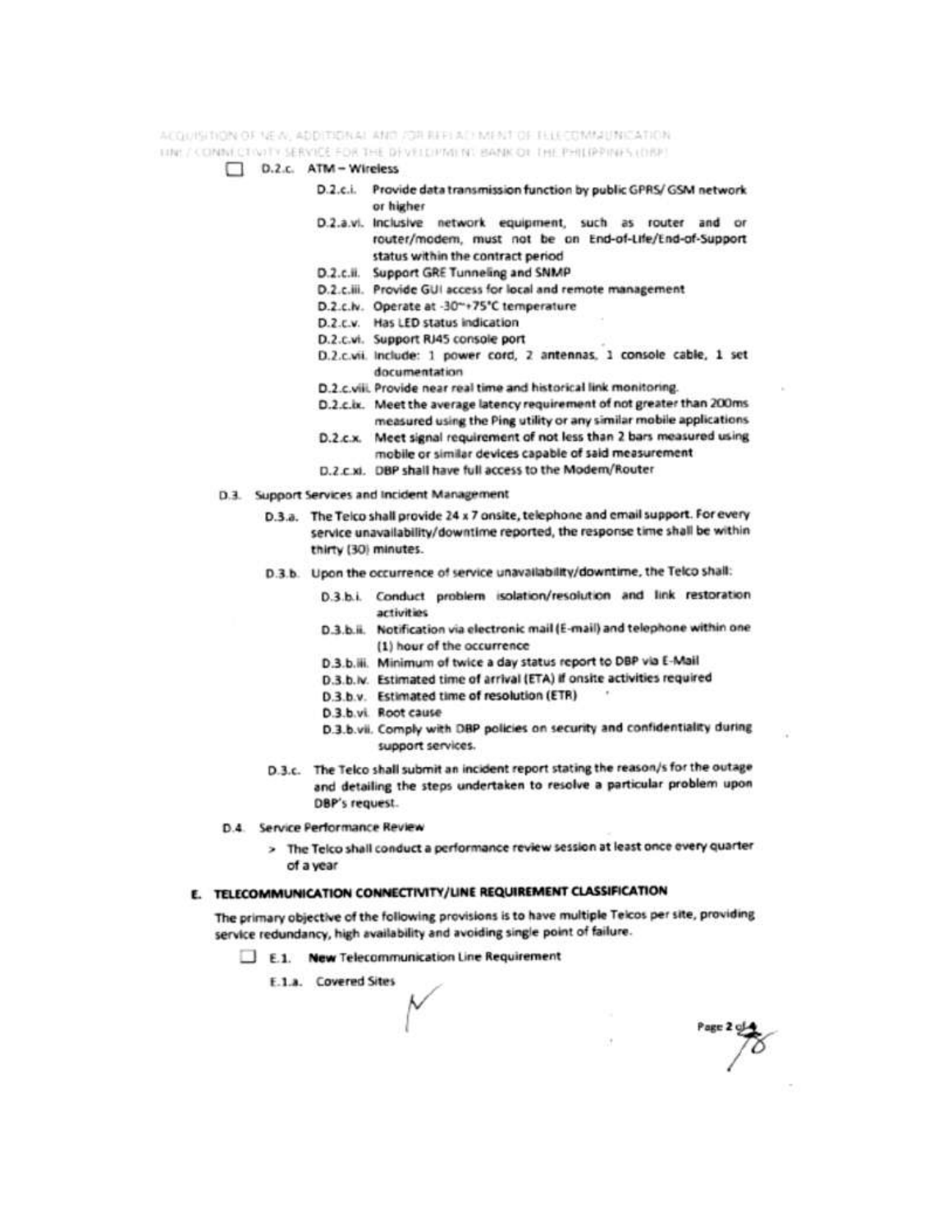- [ ] D.2.c. ATM – Wireless
    - D.2.c.i. Provide data transmission function by public GPRS/ GSM network or higher
    - D.2.a.vi. Inclusive network equipment, such as router and or router/modem, must not be on End-of-Life/End-of-Support status within the contract period
    - D.2.c.ii. Support GRE Tunneling and SNMP
    - D.2.c.iii. Provide GUI access for local and remote management
    - D.2.c.iv. Operate at -30~+75°C temperature
    - D.2.c.v. Has LED status indication
    - D.2.c.vi. Support RJ45 console port
    - D.2.c.vii. Include: 1 power cord, 2 antennas, 1 console cable, 1 set documentation
    - D.2.c.viii. Provide near real time and historical link monitoring.
    - D.2.c.ix. Meet the average latency requirement of not greater than 200ms measured using the Ping utility or any similar mobile applications
    - D.2.c.x. Meet signal requirement of not less than 2 bars measured using mobile or similar devices capable of said measurement
    - D.2.c.xi. DBP shall have full access to the Modem/Router

D.3. Support Services and Incident Management

- D.3.a. The Telco shall provide 24 x 7 onsite, telephone and email support. For every service unavailability/downtime reported, the response time shall be within thirty (30) minutes.
- D.3.b. Upon the occurrence of service unavailability/downtime, the Telco shall:
    - D.3.b.i. Conduct problem isolation/resolution and link restoration activities
    - D.3.b.ii. Notification via electronic mail (E-mail) and telephone within one (1) hour of the occurrence
    - D.3.b.iii. Minimum of twice a day status report to DBP via E-Mail
    - D.3.b.iv. Estimated time of arrival (ETA) if onsite activities required
    - D.3.b.v. Estimated time of resolution (ETR)
    - D.3.b.vi. Root cause
    - D.3.b.vii. Comply with DBP policies on security and confidentiality during support services.
- D.3.c. The Telco shall submit an incident report stating the reason/s for the outage and detailing the steps undertaken to resolve a particular problem upon DBP's request.

D.4. Service Performance Review

> The Telco shall conduct a performance review session at least once every quarter of a year

## E. TELECOMMUNICATION CONNECTIVITY/LINE REQUIREMENT CLASSIFICATION

The primary objective of the following provisions is to have multiple Telcos per site, providing service redundancy, high availability and avoiding single point of failure.

- [ ] E.1. **New** Telecommunication Line Requirement
    - E.1.a. Covered Sites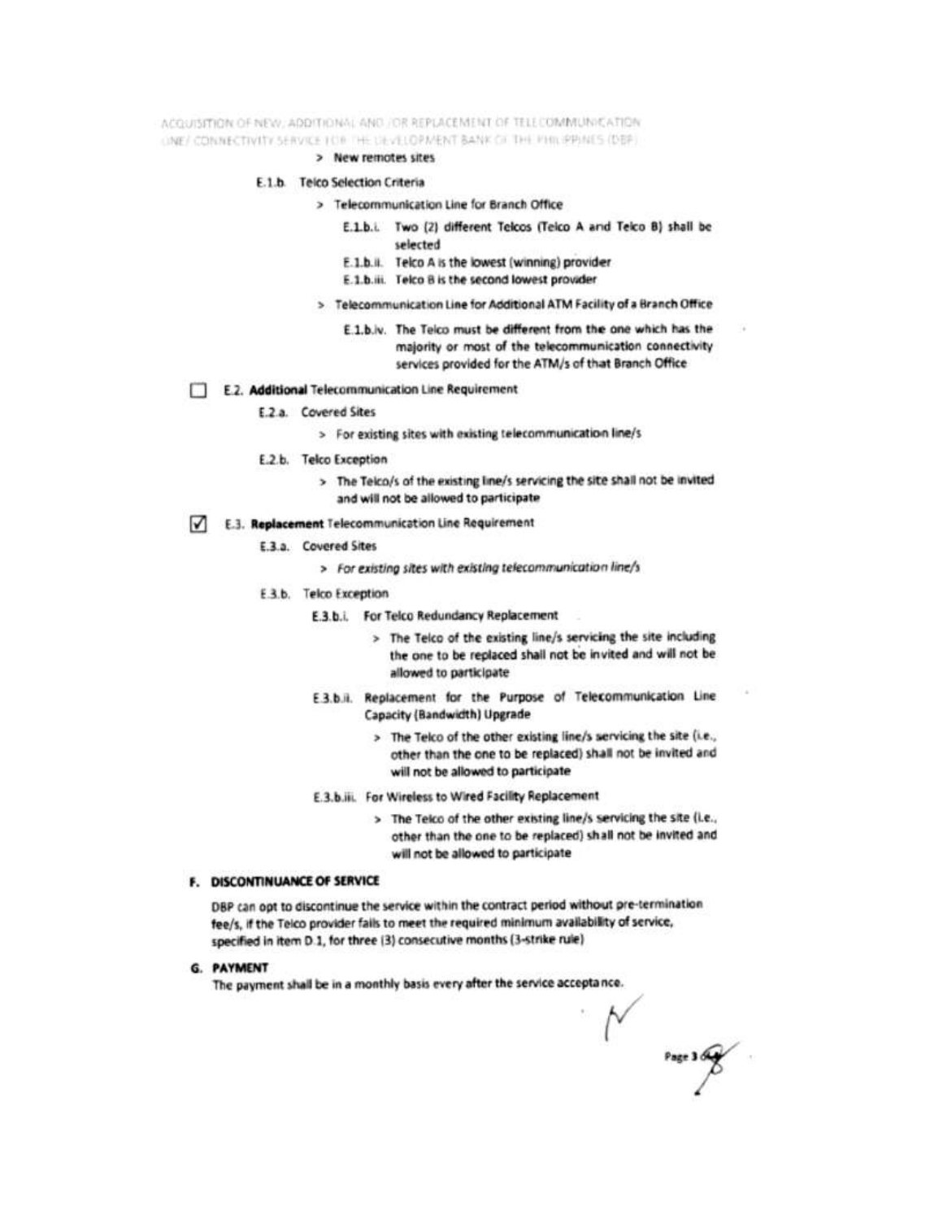> New remotes sites

E.1.b. Telco Selection Criteria

> Telecommunication Line for Branch Office

E.1.b.i. Two (2) different Telcos (Telco A and Telco B) shall be selected

E.1.b.ii. Telco A is the lowest (winning) provider

E.1.b.iii. Telco B is the second lowest provider

> Telecommunication Line for Additional ATM Facility of a Branch Office

E.1.b.iv. The Telco must be different from the one which has the majority or most of the telecommunication connectivity services provided for the ATM/s of that Branch Office

☐ E.2. **Additional** Telecommunication Line Requirement

E.2.a. Covered Sites

> For existing sites with existing telecommunication line/s

E.2.b. Telco Exception

> The Telco/s of the existing line/s servicing the site shall not be invited and will not be allowed to participate

☑ E.3. **Replacement** Telecommunication Line Requirement

E.3.a. Covered Sites

> *For existing sites with existing telecommunication line/s*

E.3.b. Telco Exception

E.3.b.i. For Telco Redundancy Replacement

> The Telco of the existing line/s servicing the site including the one to be replaced shall not be invited and will not be allowed to participate

E.3.b.ii. Replacement for the Purpose of Telecommunication Line Capacity (Bandwidth) Upgrade

> The Telco of the other existing line/s servicing the site (i.e., other than the one to be replaced) shall not be invited and will not be allowed to participate

E.3.b.iii. For Wireless to Wired Facility Replacement

> The Telco of the other existing line/s servicing the site (i.e., other than the one to be replaced) shall not be invited and will not be allowed to participate

## F. DISCONTINUANCE OF SERVICE

DBP can opt to discontinue the service within the contract period without pre-termination fee/s, if the Telco provider fails to meet the required minimum availability of service, specified in item D.1, for three (3) consecutive months (3-strike rule)

## G. PAYMENT

The payment shall be in a monthly basis every after the service acceptance.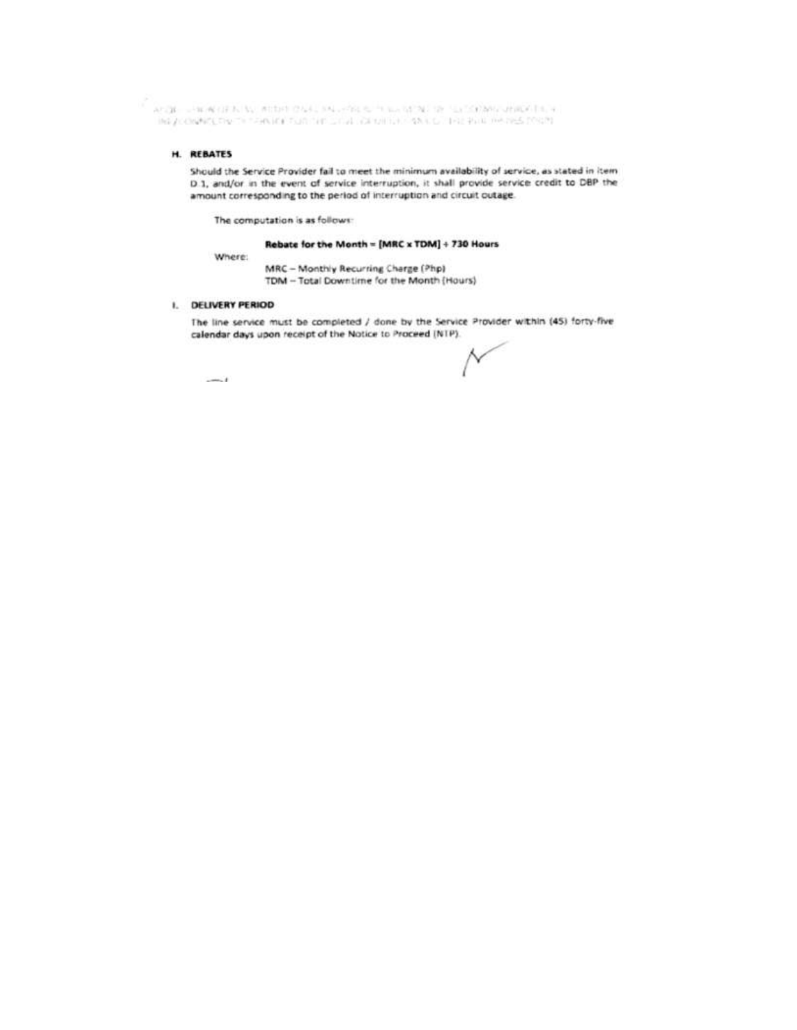## H. REBATES

Should the Service Provider fail to meet the minimum availability of service, as stated in item D.1, and/or in the event of service interruption, it shall provide service credit to DBP the amount corresponding to the period of interruption and circuit outage.

The computation is as follows:

**Rebate for the Month = [MRC x TDM] ÷ 730 Hours**

Where:

MRC – Monthly Recurring Charge (Php)
TDM – Total Downtime for the Month (Hours)

## I. DELIVERY PERIOD

The line service must be completed / done by the Service Provider within (45) forty-five calendar days upon receipt of the Notice to Proceed (NTP).